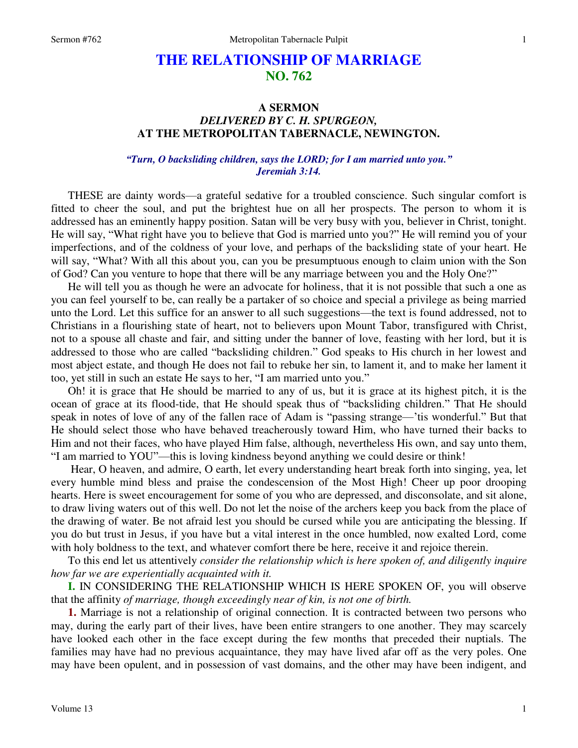# THE RELATIONSHIP OF MARRIAGE
## NO. 762

### A SERMON
### *DELIVERED BY C. H. SPURGEON,*
### AT THE METROPOLITAN TABERNACLE, NEWINGTON.

*"Turn, O backsliding children, says the LORD; for I am married unto you." Jeremiah 3:14.*

THESE are dainty words—a grateful sedative for a troubled conscience. Such singular comfort is fitted to cheer the soul, and put the brightest hue on all her prospects. The person to whom it is addressed has an eminently happy position. Satan will be very busy with you, believer in Christ, tonight. He will say, "What right have you to believe that God is married unto you?" He will remind you of your imperfections, and of the coldness of your love, and perhaps of the backsliding state of your heart. He will say, "What? With all this about you, can you be presumptuous enough to claim union with the Son of God? Can you venture to hope that there will be any marriage between you and the Holy One?"

He will tell you as though he were an advocate for holiness, that it is not possible that such a one as you can feel yourself to be, can really be a partaker of so choice and special a privilege as being married unto the Lord. Let this suffice for an answer to all such suggestions—the text is found addressed, not to Christians in a flourishing state of heart, not to believers upon Mount Tabor, transfigured with Christ, not to a spouse all chaste and fair, and sitting under the banner of love, feasting with her lord, but it is addressed to those who are called "backsliding children." God speaks to His church in her lowest and most abject estate, and though He does not fail to rebuke her sin, to lament it, and to make her lament it too, yet still in such an estate He says to her, "I am married unto you."

Oh! it is grace that He should be married to any of us, but it is grace at its highest pitch, it is the ocean of grace at its flood-tide, that He should speak thus of "backsliding children." That He should speak in notes of love of any of the fallen race of Adam is "passing strange—'tis wonderful." But that He should select those who have behaved treacherously toward Him, who have turned their backs to Him and not their faces, who have played Him false, although, nevertheless His own, and say unto them, "I am married to YOU"—this is loving kindness beyond anything we could desire or think!

Hear, O heaven, and admire, O earth, let every understanding heart break forth into singing, yea, let every humble mind bless and praise the condescension of the Most High! Cheer up poor drooping hearts. Here is sweet encouragement for some of you who are depressed, and disconsolate, and sit alone, to draw living waters out of this well. Do not let the noise of the archers keep you back from the place of the drawing of water. Be not afraid lest you should be cursed while you are anticipating the blessing. If you do but trust in Jesus, if you have but a vital interest in the once humbled, now exalted Lord, come with holy boldness to the text, and whatever comfort there be here, receive it and rejoice therein.

To this end let us attentively *consider the relationship which is here spoken of, and diligently inquire how far we are experientially acquainted with it.*

**I.** IN CONSIDERING THE RELATIONSHIP WHICH IS HERE SPOKEN OF, you will observe that the affinity *of marriage, though exceedingly near of kin, is not one of birth.*

**1.** Marriage is not a relationship of original connection. It is contracted between two persons who may, during the early part of their lives, have been entire strangers to one another. They may scarcely have looked each other in the face except during the few months that preceded their nuptials. The families may have had no previous acquaintance, they may have lived afar off as the very poles. One may have been opulent, and in possession of vast domains, and the other may have been indigent, and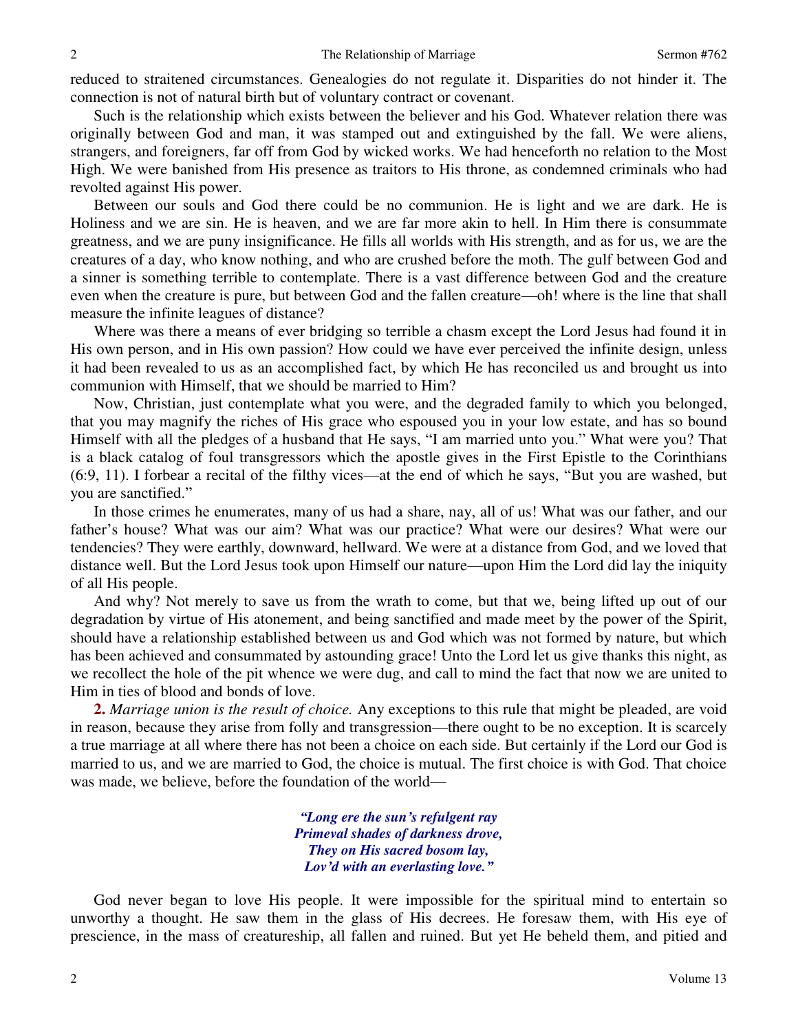reduced to straitened circumstances. Genealogies do not regulate it. Disparities do not hinder it. The connection is not of natural birth but of voluntary contract or covenant.

Such is the relationship which exists between the believer and his God. Whatever relation there was originally between God and man, it was stamped out and extinguished by the fall. We were aliens, strangers, and foreigners, far off from God by wicked works. We had henceforth no relation to the Most High. We were banished from His presence as traitors to His throne, as condemned criminals who had revolted against His power.

Between our souls and God there could be no communion. He is light and we are dark. He is Holiness and we are sin. He is heaven, and we are far more akin to hell. In Him there is consummate greatness, and we are puny insignificance. He fills all worlds with His strength, and as for us, we are the creatures of a day, who know nothing, and who are crushed before the moth. The gulf between God and a sinner is something terrible to contemplate. There is a vast difference between God and the creature even when the creature is pure, but between God and the fallen creature—oh! where is the line that shall measure the infinite leagues of distance?

Where was there a means of ever bridging so terrible a chasm except the Lord Jesus had found it in His own person, and in His own passion? How could we have ever perceived the infinite design, unless it had been revealed to us as an accomplished fact, by which He has reconciled us and brought us into communion with Himself, that we should be married to Him?

Now, Christian, just contemplate what you were, and the degraded family to which you belonged, that you may magnify the riches of His grace who espoused you in your low estate, and has so bound Himself with all the pledges of a husband that He says, "I am married unto you." What were you? That is a black catalog of foul transgressors which the apostle gives in the First Epistle to the Corinthians (6:9, 11). I forbear a recital of the filthy vices—at the end of which he says, "But you are washed, but you are sanctified."

In those crimes he enumerates, many of us had a share, nay, all of us! What was our father, and our father's house? What was our aim? What was our practice? What were our desires? What were our tendencies? They were earthly, downward, hellward. We were at a distance from God, and we loved that distance well. But the Lord Jesus took upon Himself our nature—upon Him the Lord did lay the iniquity of all His people.

And why? Not merely to save us from the wrath to come, but that we, being lifted up out of our degradation by virtue of His atonement, and being sanctified and made meet by the power of the Spirit, should have a relationship established between us and God which was not formed by nature, but which has been achieved and consummated by astounding grace! Unto the Lord let us give thanks this night, as we recollect the hole of the pit whence we were dug, and call to mind the fact that now we are united to Him in ties of blood and bonds of love.

**2.** *Marriage union is the result of choice.* Any exceptions to this rule that might be pleaded, are void in reason, because they arise from folly and transgression—there ought to be no exception. It is scarcely a true marriage at all where there has not been a choice on each side. But certainly if the Lord our God is married to us, and we are married to God, the choice is mutual. The first choice is with God. That choice was made, we believe, before the foundation of the world—

> ***"Long ere the sun's refulgent ray***
> ***Primeval shades of darkness drove,***
> ***They on His sacred bosom lay,***
> ***Lov'd with an everlasting love."***

God never began to love His people. It were impossible for the spiritual mind to entertain so unworthy a thought. He saw them in the glass of His decrees. He foresaw them, with His eye of prescience, in the mass of creatureship, all fallen and ruined. But yet He beheld them, and pitied and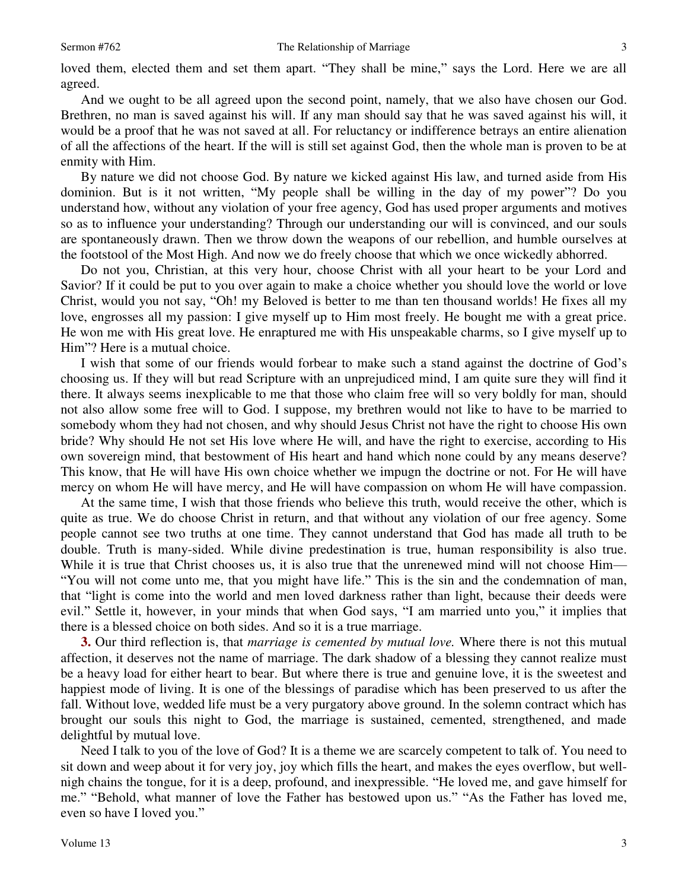loved them, elected them and set them apart. "They shall be mine," says the Lord. Here we are all agreed.

And we ought to be all agreed upon the second point, namely, that we also have chosen our God. Brethren, no man is saved against his will. If any man should say that he was saved against his will, it would be a proof that he was not saved at all. For reluctancy or indifference betrays an entire alienation of all the affections of the heart. If the will is still set against God, then the whole man is proven to be at enmity with Him.

By nature we did not choose God. By nature we kicked against His law, and turned aside from His dominion. But is it not written, "My people shall be willing in the day of my power"? Do you understand how, without any violation of your free agency, God has used proper arguments and motives so as to influence your understanding? Through our understanding our will is convinced, and our souls are spontaneously drawn. Then we throw down the weapons of our rebellion, and humble ourselves at the footstool of the Most High. And now we do freely choose that which we once wickedly abhorred.

Do not you, Christian, at this very hour, choose Christ with all your heart to be your Lord and Savior? If it could be put to you over again to make a choice whether you should love the world or love Christ, would you not say, "Oh! my Beloved is better to me than ten thousand worlds! He fixes all my love, engrosses all my passion: I give myself up to Him most freely. He bought me with a great price. He won me with His great love. He enraptured me with His unspeakable charms, so I give myself up to Him"? Here is a mutual choice.

I wish that some of our friends would forbear to make such a stand against the doctrine of God's choosing us. If they will but read Scripture with an unprejudiced mind, I am quite sure they will find it there. It always seems inexplicable to me that those who claim free will so very boldly for man, should not also allow some free will to God. I suppose, my brethren would not like to have to be married to somebody whom they had not chosen, and why should Jesus Christ not have the right to choose His own bride? Why should He not set His love where He will, and have the right to exercise, according to His own sovereign mind, that bestowment of His heart and hand which none could by any means deserve? This know, that He will have His own choice whether we impugn the doctrine or not. For He will have mercy on whom He will have mercy, and He will have compassion on whom He will have compassion.

At the same time, I wish that those friends who believe this truth, would receive the other, which is quite as true. We do choose Christ in return, and that without any violation of our free agency. Some people cannot see two truths at one time. They cannot understand that God has made all truth to be double. Truth is many-sided. While divine predestination is true, human responsibility is also true. While it is true that Christ chooses us, it is also true that the unrenewed mind will not choose Him—"You will not come unto me, that you might have life." This is the sin and the condemnation of man, that "light is come into the world and men loved darkness rather than light, because their deeds were evil." Settle it, however, in your minds that when God says, "I am married unto you," it implies that there is a blessed choice on both sides. And so it is a true marriage.

**3.** Our third reflection is, that *marriage is cemented by mutual love.* Where there is not this mutual affection, it deserves not the name of marriage. The dark shadow of a blessing they cannot realize must be a heavy load for either heart to bear. But where there is true and genuine love, it is the sweetest and happiest mode of living. It is one of the blessings of paradise which has been preserved to us after the fall. Without love, wedded life must be a very purgatory above ground. In the solemn contract which has brought our souls this night to God, the marriage is sustained, cemented, strengthened, and made delightful by mutual love.

Need I talk to you of the love of God? It is a theme we are scarcely competent to talk of. You need to sit down and weep about it for very joy, joy which fills the heart, and makes the eyes overflow, but well-nigh chains the tongue, for it is a deep, profound, and inexpressible. "He loved me, and gave himself for me." "Behold, what manner of love the Father has bestowed upon us." "As the Father has loved me, even so have I loved you."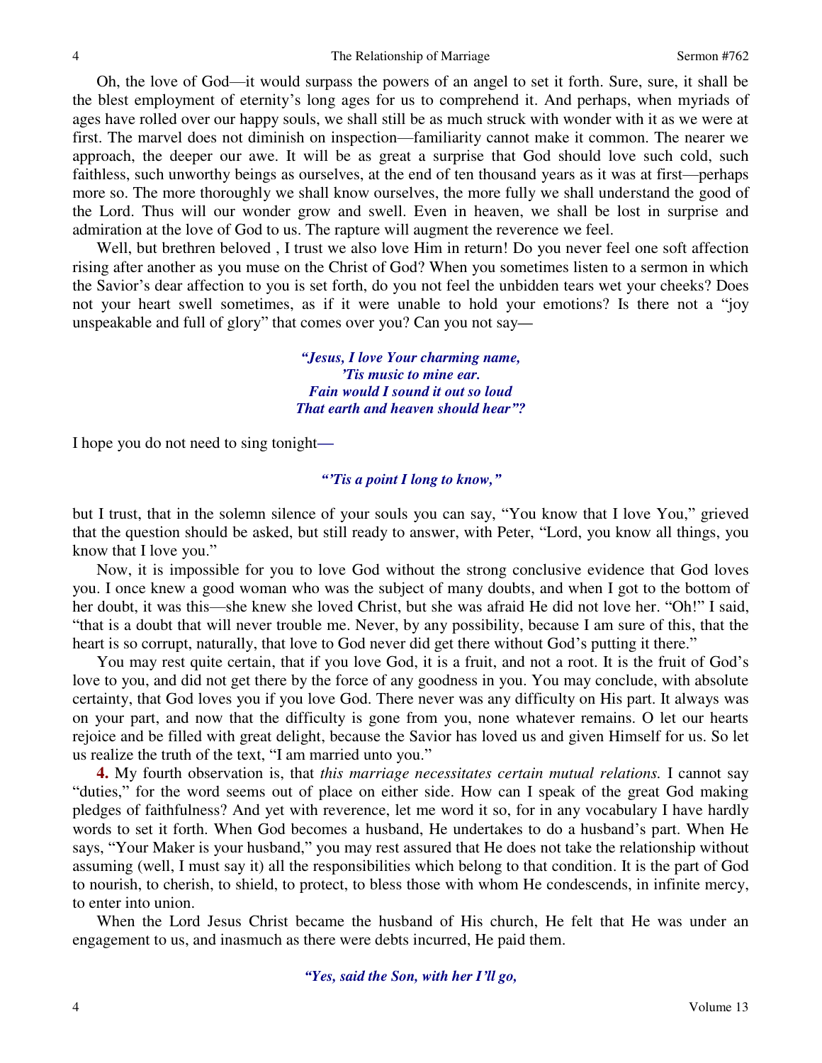Oh, the love of God—it would surpass the powers of an angel to set it forth. Sure, sure, it shall be the blest employment of eternity's long ages for us to comprehend it. And perhaps, when myriads of ages have rolled over our happy souls, we shall still be as much struck with wonder with it as we were at first. The marvel does not diminish on inspection—familiarity cannot make it common. The nearer we approach, the deeper our awe. It will be as great a surprise that God should love such cold, such faithless, such unworthy beings as ourselves, at the end of ten thousand years as it was at first—perhaps more so. The more thoroughly we shall know ourselves, the more fully we shall understand the good of the Lord. Thus will our wonder grow and swell. Even in heaven, we shall be lost in surprise and admiration at the love of God to us. The rapture will augment the reverence we feel.

Well, but brethren beloved , I trust we also love Him in return! Do you never feel one soft affection rising after another as you muse on the Christ of God? When you sometimes listen to a sermon in which the Savior's dear affection to you is set forth, do you not feel the unbidden tears wet your cheeks? Does not your heart swell sometimes, as if it were unable to hold your emotions? Is there not a "joy unspeakable and full of glory" that comes over you? Can you not say—

*"Jesus, I love Your charming name,*
*'Tis music to mine ear.*
*Fain would I sound it out so loud*
*That earth and heaven should hear"?*

I hope you do not need to sing tonight—

*"'Tis a point I long to know,"*

but I trust, that in the solemn silence of your souls you can say, "You know that I love You," grieved that the question should be asked, but still ready to answer, with Peter, "Lord, you know all things, you know that I love you."

Now, it is impossible for you to love God without the strong conclusive evidence that God loves you. I once knew a good woman who was the subject of many doubts, and when I got to the bottom of her doubt, it was this—she knew she loved Christ, but she was afraid He did not love her. "Oh!" I said, "that is a doubt that will never trouble me. Never, by any possibility, because I am sure of this, that the heart is so corrupt, naturally, that love to God never did get there without God's putting it there."

You may rest quite certain, that if you love God, it is a fruit, and not a root. It is the fruit of God's love to you, and did not get there by the force of any goodness in you. You may conclude, with absolute certainty, that God loves you if you love God. There never was any difficulty on His part. It always was on your part, and now that the difficulty is gone from you, none whatever remains. O let our hearts rejoice and be filled with great delight, because the Savior has loved us and given Himself for us. So let us realize the truth of the text, "I am married unto you."

**4.** My fourth observation is, that *this marriage necessitates certain mutual relations.* I cannot say "duties," for the word seems out of place on either side. How can I speak of the great God making pledges of faithfulness? And yet with reverence, let me word it so, for in any vocabulary I have hardly words to set it forth. When God becomes a husband, He undertakes to do a husband's part. When He says, "Your Maker is your husband," you may rest assured that He does not take the relationship without assuming (well, I must say it) all the responsibilities which belong to that condition. It is the part of God to nourish, to cherish, to shield, to protect, to bless those with whom He condescends, in infinite mercy, to enter into union.

When the Lord Jesus Christ became the husband of His church, He felt that He was under an engagement to us, and inasmuch as there were debts incurred, He paid them.

*"Yes, said the Son, with her I'll go,*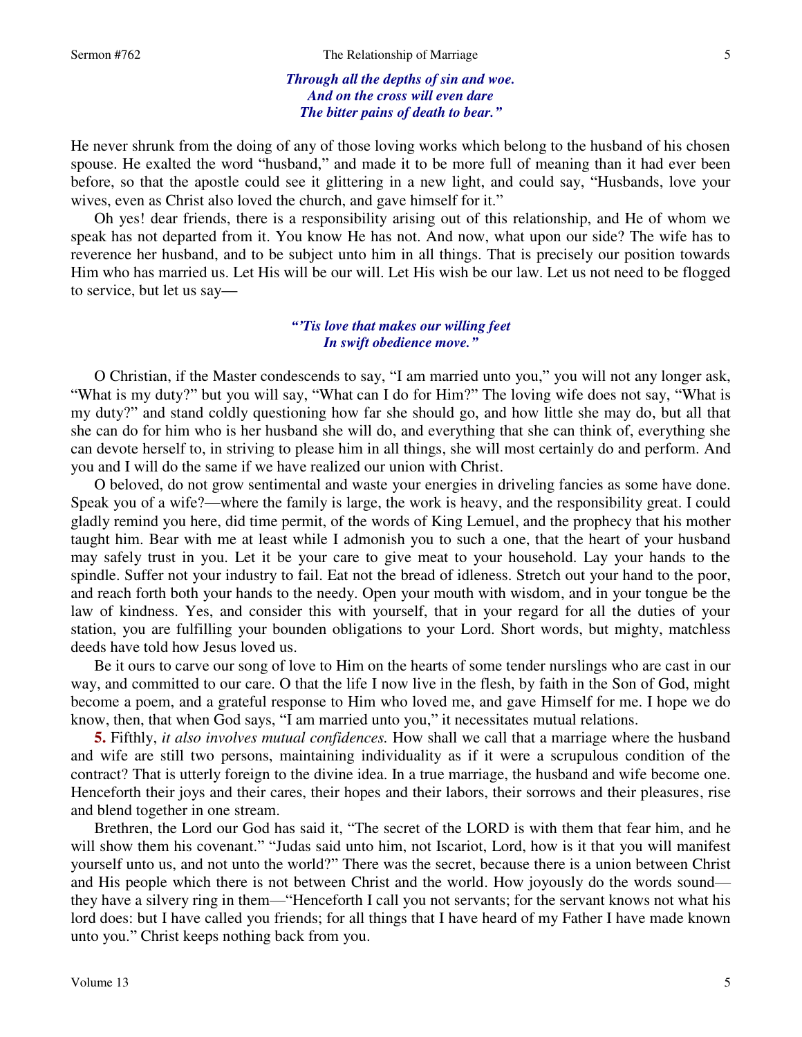*Through all the depths of sin and woe.*
*And on the cross will even dare*
*The bitter pains of death to bear."*

He never shrunk from the doing of any of those loving works which belong to the husband of his chosen spouse. He exalted the word "husband," and made it to be more full of meaning than it had ever been before, so that the apostle could see it glittering in a new light, and could say, "Husbands, love your wives, even as Christ also loved the church, and gave himself for it."

Oh yes! dear friends, there is a responsibility arising out of this relationship, and He of whom we speak has not departed from it. You know He has not. And now, what upon our side? The wife has to reverence her husband, and to be subject unto him in all things. That is precisely our position towards Him who has married us. Let His will be our will. Let His wish be our law. Let us not need to be flogged to service, but let us say—

*"'Tis love that makes our willing feet*
*In swift obedience move."*

O Christian, if the Master condescends to say, "I am married unto you," you will not any longer ask, "What is my duty?" but you will say, "What can I do for Him?" The loving wife does not say, "What is my duty?" and stand coldly questioning how far she should go, and how little she may do, but all that she can do for him who is her husband she will do, and everything that she can think of, everything she can devote herself to, in striving to please him in all things, she will most certainly do and perform. And you and I will do the same if we have realized our union with Christ.

O beloved, do not grow sentimental and waste your energies in driveling fancies as some have done. Speak you of a wife?—where the family is large, the work is heavy, and the responsibility great. I could gladly remind you here, did time permit, of the words of King Lemuel, and the prophecy that his mother taught him. Bear with me at least while I admonish you to such a one, that the heart of your husband may safely trust in you. Let it be your care to give meat to your household. Lay your hands to the spindle. Suffer not your industry to fail. Eat not the bread of idleness. Stretch out your hand to the poor, and reach forth both your hands to the needy. Open your mouth with wisdom, and in your tongue be the law of kindness. Yes, and consider this with yourself, that in your regard for all the duties of your station, you are fulfilling your bounden obligations to your Lord. Short words, but mighty, matchless deeds have told how Jesus loved us.

Be it ours to carve our song of love to Him on the hearts of some tender nurslings who are cast in our way, and committed to our care. O that the life I now live in the flesh, by faith in the Son of God, might become a poem, and a grateful response to Him who loved me, and gave Himself for me. I hope we do know, then, that when God says, "I am married unto you," it necessitates mutual relations.

**5.** Fifthly, *it also involves mutual confidences.* How shall we call that a marriage where the husband and wife are still two persons, maintaining individuality as if it were a scrupulous condition of the contract? That is utterly foreign to the divine idea. In a true marriage, the husband and wife become one. Henceforth their joys and their cares, their hopes and their labors, their sorrows and their pleasures, rise and blend together in one stream.

Brethren, the Lord our God has said it, "The secret of the LORD is with them that fear him, and he will show them his covenant." "Judas said unto him, not Iscariot, Lord, how is it that you will manifest yourself unto us, and not unto the world?" There was the secret, because there is a union between Christ and His people which there is not between Christ and the world. How joyously do the words sound—they have a silvery ring in them—"Henceforth I call you not servants; for the servant knows not what his lord does: but I have called you friends; for all things that I have heard of my Father I have made known unto you." Christ keeps nothing back from you.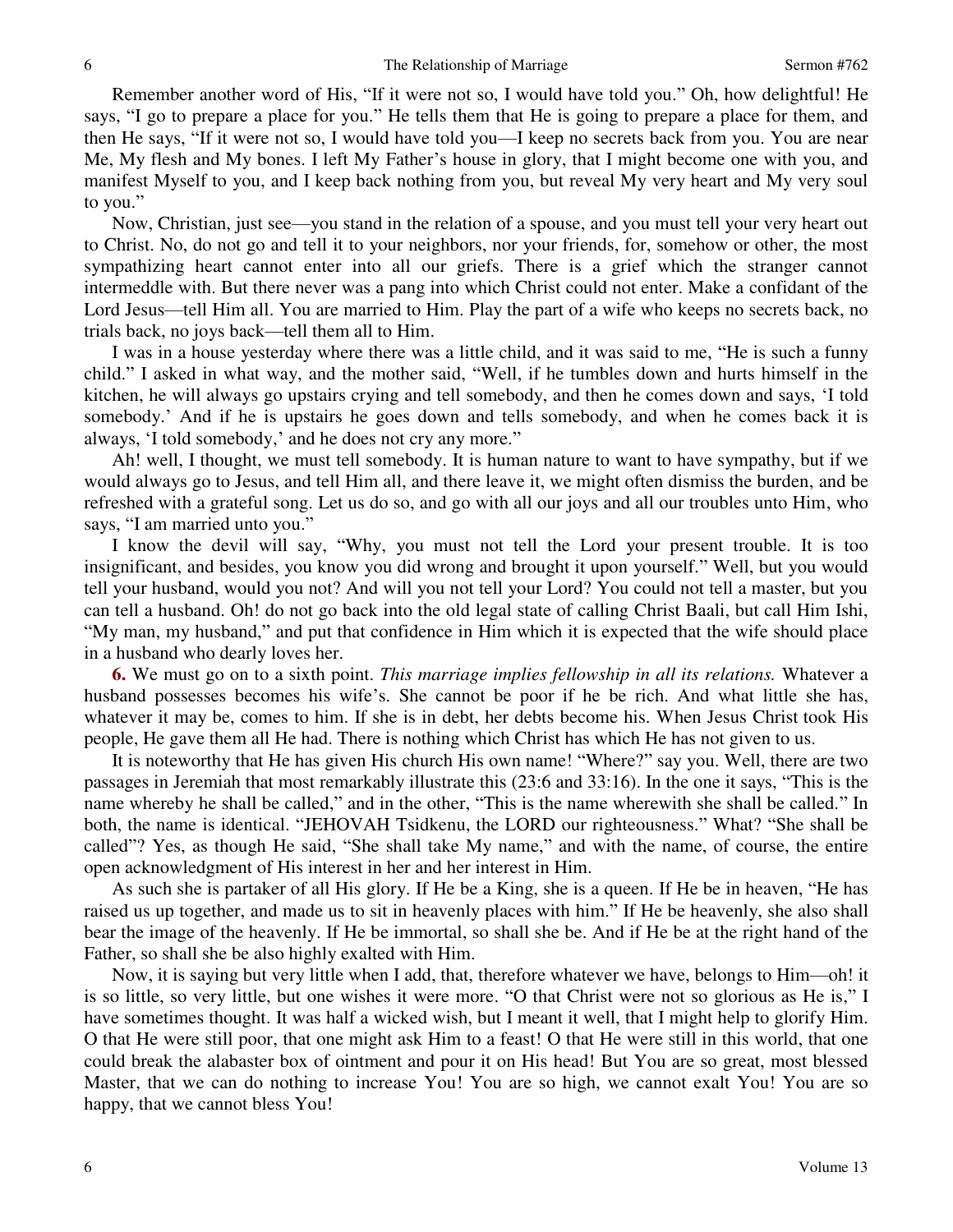Remember another word of His, "If it were not so, I would have told you." Oh, how delightful! He says, "I go to prepare a place for you." He tells them that He is going to prepare a place for them, and then He says, "If it were not so, I would have told you—I keep no secrets back from you. You are near Me, My flesh and My bones. I left My Father's house in glory, that I might become one with you, and manifest Myself to you, and I keep back nothing from you, but reveal My very heart and My very soul to you."

Now, Christian, just see—you stand in the relation of a spouse, and you must tell your very heart out to Christ. No, do not go and tell it to your neighbors, nor your friends, for, somehow or other, the most sympathizing heart cannot enter into all our griefs. There is a grief which the stranger cannot intermeddle with. But there never was a pang into which Christ could not enter. Make a confidant of the Lord Jesus—tell Him all. You are married to Him. Play the part of a wife who keeps no secrets back, no trials back, no joys back—tell them all to Him.

I was in a house yesterday where there was a little child, and it was said to me, "He is such a funny child." I asked in what way, and the mother said, "Well, if he tumbles down and hurts himself in the kitchen, he will always go upstairs crying and tell somebody, and then he comes down and says, 'I told somebody.' And if he is upstairs he goes down and tells somebody, and when he comes back it is always, 'I told somebody,' and he does not cry any more."

Ah! well, I thought, we must tell somebody. It is human nature to want to have sympathy, but if we would always go to Jesus, and tell Him all, and there leave it, we might often dismiss the burden, and be refreshed with a grateful song. Let us do so, and go with all our joys and all our troubles unto Him, who says, "I am married unto you."

I know the devil will say, "Why, you must not tell the Lord your present trouble. It is too insignificant, and besides, you know you did wrong and brought it upon yourself." Well, but you would tell your husband, would you not? And will you not tell your Lord? You could not tell a master, but you can tell a husband. Oh! do not go back into the old legal state of calling Christ Baali, but call Him Ishi, "My man, my husband," and put that confidence in Him which it is expected that the wife should place in a husband who dearly loves her.

**6.** We must go on to a sixth point. *This marriage implies fellowship in all its relations.* Whatever a husband possesses becomes his wife's. She cannot be poor if he be rich. And what little she has, whatever it may be, comes to him. If she is in debt, her debts become his. When Jesus Christ took His people, He gave them all He had. There is nothing which Christ has which He has not given to us.

It is noteworthy that He has given His church His own name! "Where?" say you. Well, there are two passages in Jeremiah that most remarkably illustrate this (23:6 and 33:16). In the one it says, "This is the name whereby he shall be called," and in the other, "This is the name wherewith she shall be called." In both, the name is identical. "JEHOVAH Tsidkenu, the LORD our righteousness." What? "She shall be called"? Yes, as though He said, "She shall take My name," and with the name, of course, the entire open acknowledgment of His interest in her and her interest in Him.

As such she is partaker of all His glory. If He be a King, she is a queen. If He be in heaven, "He has raised us up together, and made us to sit in heavenly places with him." If He be heavenly, she also shall bear the image of the heavenly. If He be immortal, so shall she be. And if He be at the right hand of the Father, so shall she be also highly exalted with Him.

Now, it is saying but very little when I add, that, therefore whatever we have, belongs to Him—oh! it is so little, so very little, but one wishes it were more. "O that Christ were not so glorious as He is," I have sometimes thought. It was half a wicked wish, but I meant it well, that I might help to glorify Him. O that He were still poor, that one might ask Him to a feast! O that He were still in this world, that one could break the alabaster box of ointment and pour it on His head! But You are so great, most blessed Master, that we can do nothing to increase You! You are so high, we cannot exalt You! You are so happy, that we cannot bless You!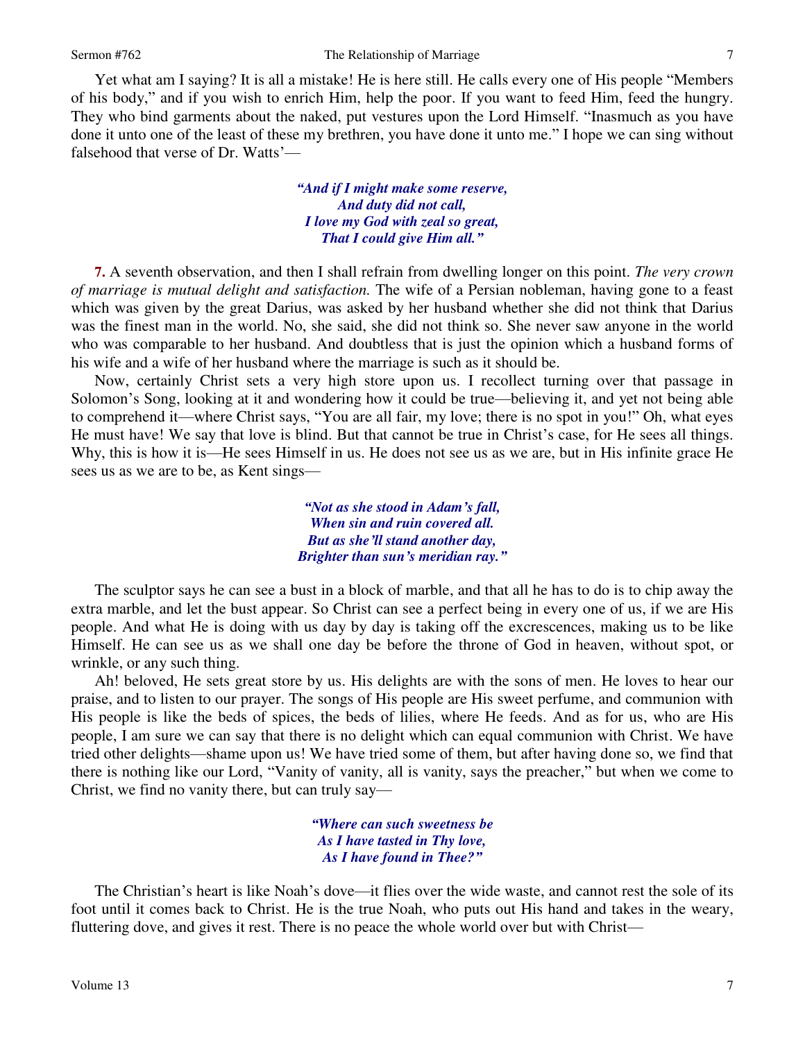Yet what am I saying? It is all a mistake! He is here still. He calls every one of His people "Members of his body," and if you wish to enrich Him, help the poor. If you want to feed Him, feed the hungry. They who bind garments about the naked, put vestures upon the Lord Himself. "Inasmuch as you have done it unto one of the least of these my brethren, you have done it unto me." I hope we can sing without falsehood that verse of Dr. Watts'—

> ***"And if I might make some reserve,***
> ***And duty did not call,***
> ***I love my God with zeal so great,***
> ***That I could give Him all."***

**7.** A seventh observation, and then I shall refrain from dwelling longer on this point. *The very crown of marriage is mutual delight and satisfaction.* The wife of a Persian nobleman, having gone to a feast which was given by the great Darius, was asked by her husband whether she did not think that Darius was the finest man in the world. No, she said, she did not think so. She never saw anyone in the world who was comparable to her husband. And doubtless that is just the opinion which a husband forms of his wife and a wife of her husband where the marriage is such as it should be.

Now, certainly Christ sets a very high store upon us. I recollect turning over that passage in Solomon's Song, looking at it and wondering how it could be true—believing it, and yet not being able to comprehend it—where Christ says, "You are all fair, my love; there is no spot in you!" Oh, what eyes He must have! We say that love is blind. But that cannot be true in Christ's case, for He sees all things. Why, this is how it is—He sees Himself in us. He does not see us as we are, but in His infinite grace He sees us as we are to be, as Kent sings—

> ***"Not as she stood in Adam's fall,***
> ***When sin and ruin covered all.***
> ***But as she'll stand another day,***
> ***Brighter than sun's meridian ray."***

The sculptor says he can see a bust in a block of marble, and that all he has to do is to chip away the extra marble, and let the bust appear. So Christ can see a perfect being in every one of us, if we are His people. And what He is doing with us day by day is taking off the excrescences, making us to be like Himself. He can see us as we shall one day be before the throne of God in heaven, without spot, or wrinkle, or any such thing.

Ah! beloved, He sets great store by us. His delights are with the sons of men. He loves to hear our praise, and to listen to our prayer. The songs of His people are His sweet perfume, and communion with His people is like the beds of spices, the beds of lilies, where He feeds. And as for us, who are His people, I am sure we can say that there is no delight which can equal communion with Christ. We have tried other delights—shame upon us! We have tried some of them, but after having done so, we find that there is nothing like our Lord, "Vanity of vanity, all is vanity, says the preacher," but when we come to Christ, we find no vanity there, but can truly say—

> ***"Where can such sweetness be***
> ***As I have tasted in Thy love,***
> ***As I have found in Thee?"***

The Christian's heart is like Noah's dove—it flies over the wide waste, and cannot rest the sole of its foot until it comes back to Christ. He is the true Noah, who puts out His hand and takes in the weary, fluttering dove, and gives it rest. There is no peace the whole world over but with Christ—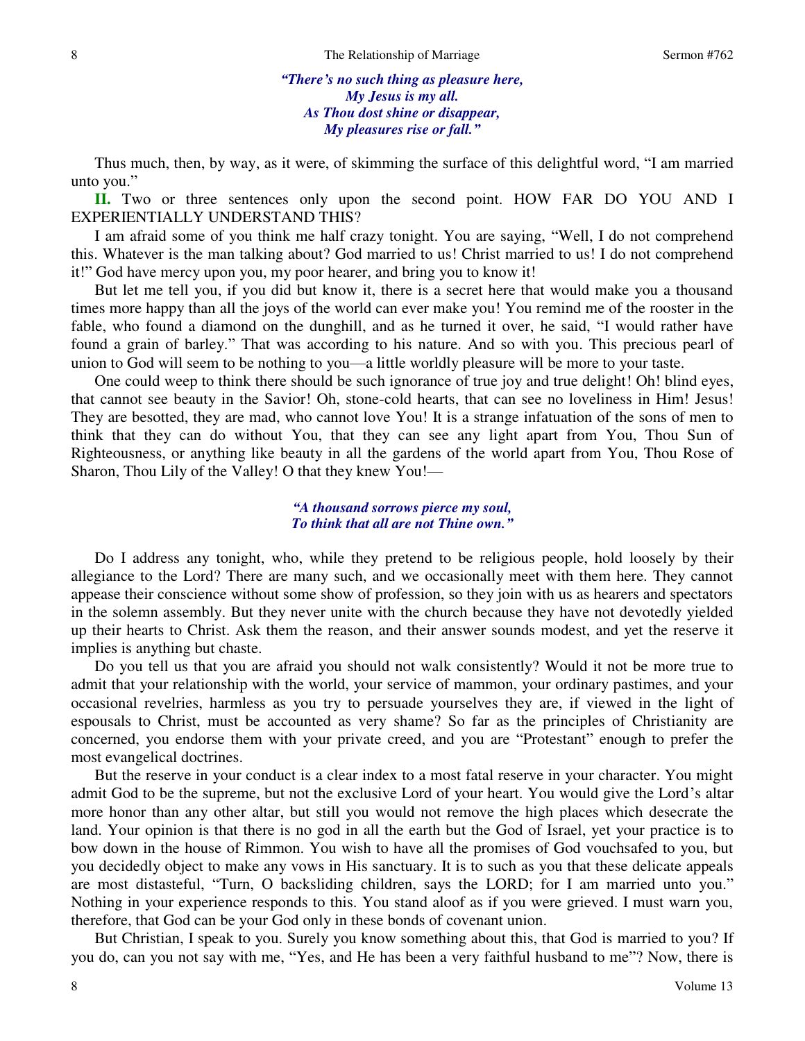*"There's no such thing as pleasure here,*
*My Jesus is my all.*
*As Thou dost shine or disappear,*
*My pleasures rise or fall."*

Thus much, then, by way, as it were, of skimming the surface of this delightful word, "I am married unto you."

**II.** Two or three sentences only upon the second point. HOW FAR DO YOU AND I EXPERIENTIALLY UNDERSTAND THIS?

I am afraid some of you think me half crazy tonight. You are saying, "Well, I do not comprehend this. Whatever is the man talking about? God married to us! Christ married to us! I do not comprehend it!" God have mercy upon you, my poor hearer, and bring you to know it!

But let me tell you, if you did but know it, there is a secret here that would make you a thousand times more happy than all the joys of the world can ever make you! You remind me of the rooster in the fable, who found a diamond on the dunghill, and as he turned it over, he said, "I would rather have found a grain of barley." That was according to his nature. And so with you. This precious pearl of union to God will seem to be nothing to you—a little worldly pleasure will be more to your taste.

One could weep to think there should be such ignorance of true joy and true delight! Oh! blind eyes, that cannot see beauty in the Savior! Oh, stone-cold hearts, that can see no loveliness in Him! Jesus! They are besotted, they are mad, who cannot love You! It is a strange infatuation of the sons of men to think that they can do without You, that they can see any light apart from You, Thou Sun of Righteousness, or anything like beauty in all the gardens of the world apart from You, Thou Rose of Sharon, Thou Lily of the Valley! O that they knew You!—

*"A thousand sorrows pierce my soul,*
*To think that all are not Thine own."*

Do I address any tonight, who, while they pretend to be religious people, hold loosely by their allegiance to the Lord? There are many such, and we occasionally meet with them here. They cannot appease their conscience without some show of profession, so they join with us as hearers and spectators in the solemn assembly. But they never unite with the church because they have not devotedly yielded up their hearts to Christ. Ask them the reason, and their answer sounds modest, and yet the reserve it implies is anything but chaste.

Do you tell us that you are afraid you should not walk consistently? Would it not be more true to admit that your relationship with the world, your service of mammon, your ordinary pastimes, and your occasional revelries, harmless as you try to persuade yourselves they are, if viewed in the light of espousals to Christ, must be accounted as very shame? So far as the principles of Christianity are concerned, you endorse them with your private creed, and you are "Protestant" enough to prefer the most evangelical doctrines.

But the reserve in your conduct is a clear index to a most fatal reserve in your character. You might admit God to be the supreme, but not the exclusive Lord of your heart. You would give the Lord's altar more honor than any other altar, but still you would not remove the high places which desecrate the land. Your opinion is that there is no god in all the earth but the God of Israel, yet your practice is to bow down in the house of Rimmon. You wish to have all the promises of God vouchsafed to you, but you decidedly object to make any vows in His sanctuary. It is to such as you that these delicate appeals are most distasteful, "Turn, O backsliding children, says the LORD; for I am married unto you." Nothing in your experience responds to this. You stand aloof as if you were grieved. I must warn you, therefore, that God can be your God only in these bonds of covenant union.

But Christian, I speak to you. Surely you know something about this, that God is married to you? If you do, can you not say with me, "Yes, and He has been a very faithful husband to me"? Now, there is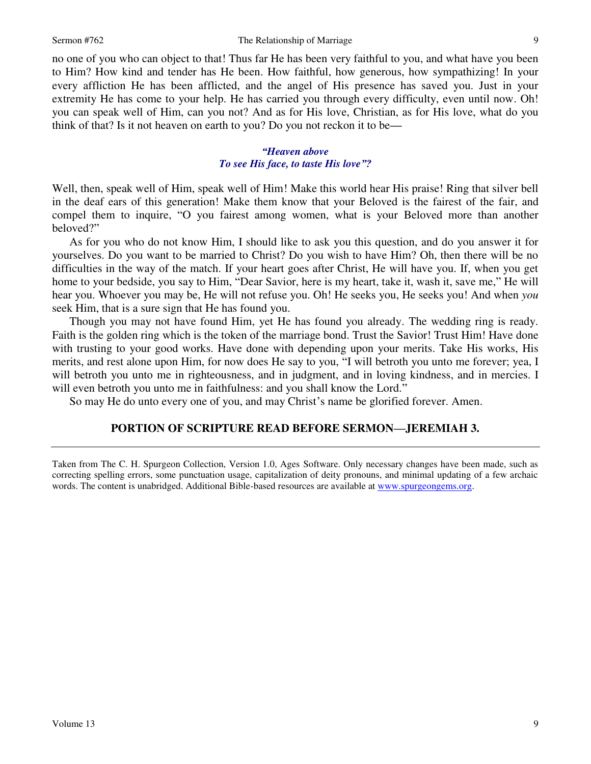no one of you who can object to that! Thus far He has been very faithful to you, and what have you been to Him? How kind and tender has He been. How faithful, how generous, how sympathizing! In your every affliction He has been afflicted, and the angel of His presence has saved you. Just in your extremity He has come to your help. He has carried you through every difficulty, even until now. Oh! you can speak well of Him, can you not? And as for His love, Christian, as for His love, what do you think of that? Is it not heaven on earth to you? Do you not reckon it to be—

> ***"Heaven above***
> ***To see His face, to taste His love"?***

Well, then, speak well of Him, speak well of Him! Make this world hear His praise! Ring that silver bell in the deaf ears of this generation! Make them know that your Beloved is the fairest of the fair, and compel them to inquire, "O you fairest among women, what is your Beloved more than another beloved?"

As for you who do not know Him, I should like to ask you this question, and do you answer it for yourselves. Do you want to be married to Christ? Do you wish to have Him? Oh, then there will be no difficulties in the way of the match. If your heart goes after Christ, He will have you. If, when you get home to your bedside, you say to Him, "Dear Savior, here is my heart, take it, wash it, save me," He will hear you. Whoever you may be, He will not refuse you. Oh! He seeks you, He seeks you! And when *you* seek Him, that is a sure sign that He has found you.

Though you may not have found Him, yet He has found you already. The wedding ring is ready. Faith is the golden ring which is the token of the marriage bond. Trust the Savior! Trust Him! Have done with trusting to your good works. Have done with depending upon your merits. Take His works, His merits, and rest alone upon Him, for now does He say to you, "I will betroth you unto me forever; yea, I will betroth you unto me in righteousness, and in judgment, and in loving kindness, and in mercies. I will even betroth you unto me in faithfulness: and you shall know the Lord."

So may He do unto every one of you, and may Christ's name be glorified forever. Amen.

## PORTION OF SCRIPTURE READ BEFORE SERMON—JEREMIAH 3.

---

Taken from The C. H. Spurgeon Collection, Version 1.0, Ages Software. Only necessary changes have been made, such as correcting spelling errors, some punctuation usage, capitalization of deity pronouns, and minimal updating of a few archaic words. The content is unabridged. Additional Bible-based resources are available at www.spurgeongems.org.